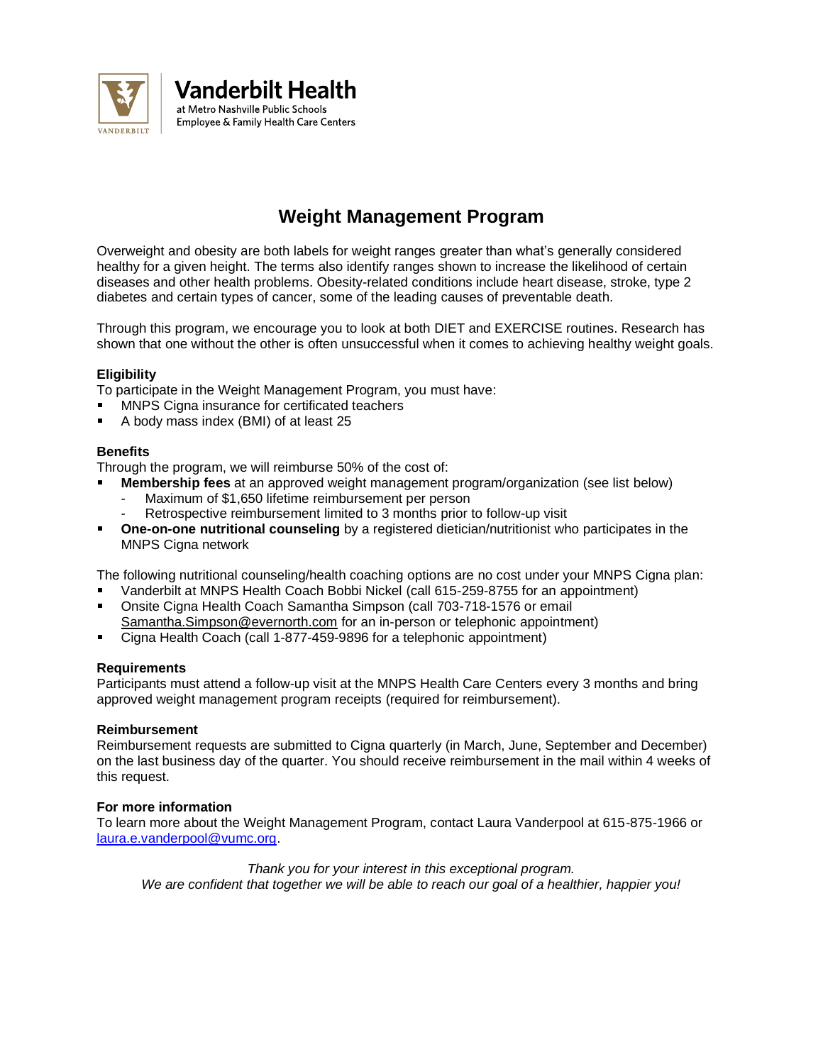Vanderbilt Health
at Metro Nashville Public Schools
Employee & Family Health Care Centers

# Weight Management Program

Overweight and obesity are both labels for weight ranges greater than what's generally considered healthy for a given height. The terms also identify ranges shown to increase the likelihood of certain diseases and other health problems. Obesity-related conditions include heart disease, stroke, type 2 diabetes and certain types of cancer, some of the leading causes of preventable death.

Through this program, we encourage you to look at both DIET and EXERCISE routines. Research has shown that one without the other is often unsuccessful when it comes to achieving healthy weight goals.

**Eligibility**

To participate in the Weight Management Program, you must have:

- MNPS Cigna insurance for certificated teachers
- A body mass index (BMI) of at least 25

**Benefits**

Through the program, we will reimburse 50% of the cost of:

- **Membership fees** at an approved weight management program/organization (see list below)
  - Maximum of $1,650 lifetime reimbursement per person
  - Retrospective reimbursement limited to 3 months prior to follow-up visit
- **One-on-one nutritional counseling** by a registered dietician/nutritionist who participates in the MNPS Cigna network

The following nutritional counseling/health coaching options are no cost under your MNPS Cigna plan:

- Vanderbilt at MNPS Health Coach Bobbi Nickel (call 615-259-8755 for an appointment)
- Onsite Cigna Health Coach Samantha Simpson (call 703-718-1576 or email Samantha.Simpson@evernorth.com for an in-person or telephonic appointment)
- Cigna Health Coach (call 1-877-459-9896 for a telephonic appointment)

**Requirements**

Participants must attend a follow-up visit at the MNPS Health Care Centers every 3 months and bring approved weight management program receipts (required for reimbursement).

**Reimbursement**

Reimbursement requests are submitted to Cigna quarterly (in March, June, September and December) on the last business day of the quarter. You should receive reimbursement in the mail within 4 weeks of this request.

**For more information**

To learn more about the Weight Management Program, contact Laura Vanderpool at 615-875-1966 or laura.e.vanderpool@vumc.org.

*Thank you for your interest in this exceptional program.*
*We are confident that together we will be able to reach our goal of a healthier, happier you!*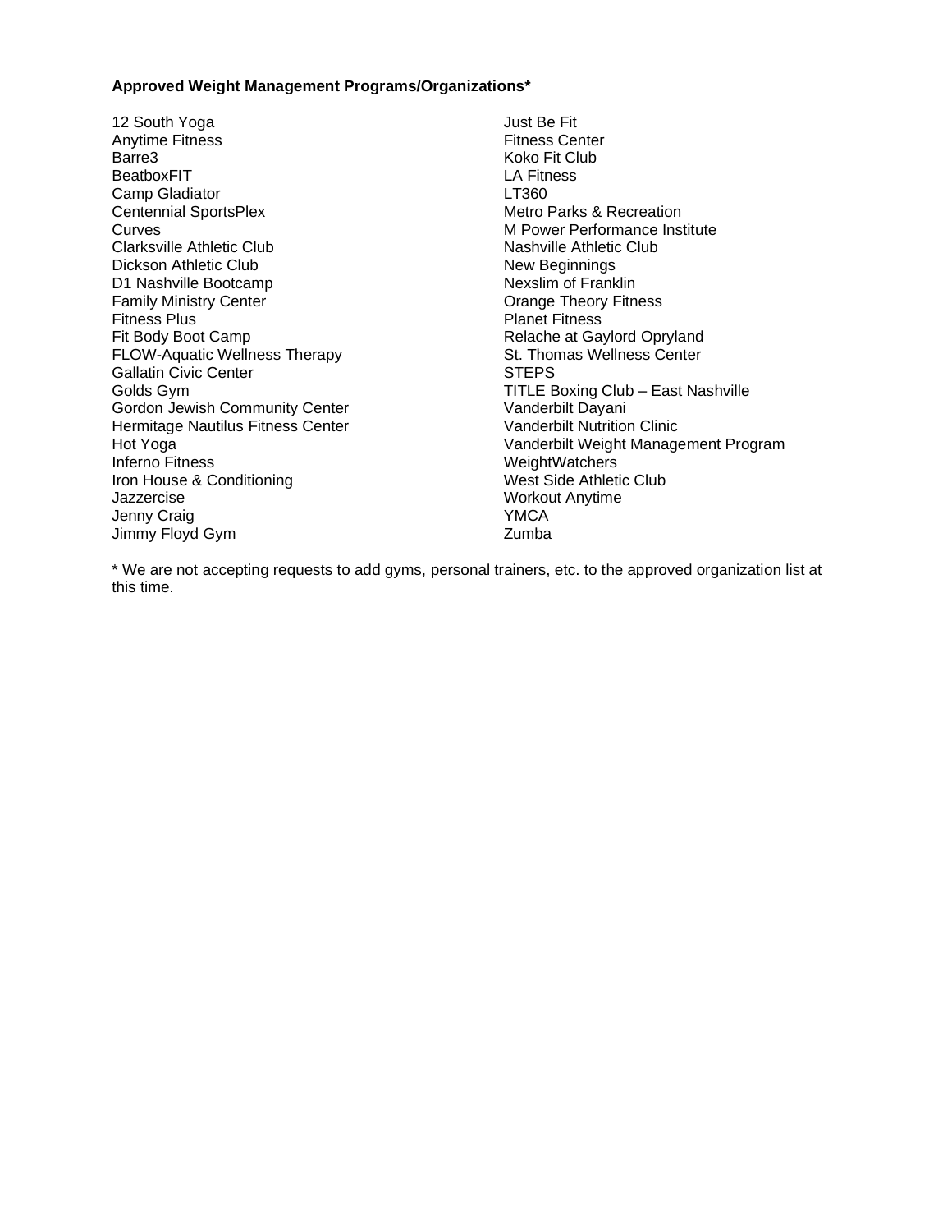**Approved Weight Management Programs/Organizations***

12 South Yoga
Anytime Fitness
Barre3
BeatboxFIT
Camp Gladiator
Centennial SportsPlex
Curves
Clarksville Athletic Club
Dickson Athletic Club
D1 Nashville Bootcamp
Family Ministry Center
Fitness Plus
Fit Body Boot Camp
FLOW-Aquatic Wellness Therapy
Gallatin Civic Center
Golds Gym
Gordon Jewish Community Center
Hermitage Nautilus Fitness Center
Hot Yoga
Inferno Fitness
Iron House & Conditioning
Jazzercise
Jenny Craig
Jimmy Floyd Gym
Just Be Fit
Fitness Center
Koko Fit Club
LA Fitness
LT360
Metro Parks & Recreation
M Power Performance Institute
Nashville Athletic Club
New Beginnings
Nexslim of Franklin
Orange Theory Fitness
Planet Fitness
Relache at Gaylord Opryland
St. Thomas Wellness Center
STEPS
TITLE Boxing Club – East Nashville
Vanderbilt Dayani
Vanderbilt Nutrition Clinic
Vanderbilt Weight Management Program
WeightWatchers
West Side Athletic Club
Workout Anytime
YMCA
Zumba

* We are not accepting requests to add gyms, personal trainers, etc. to the approved organization list at this time.